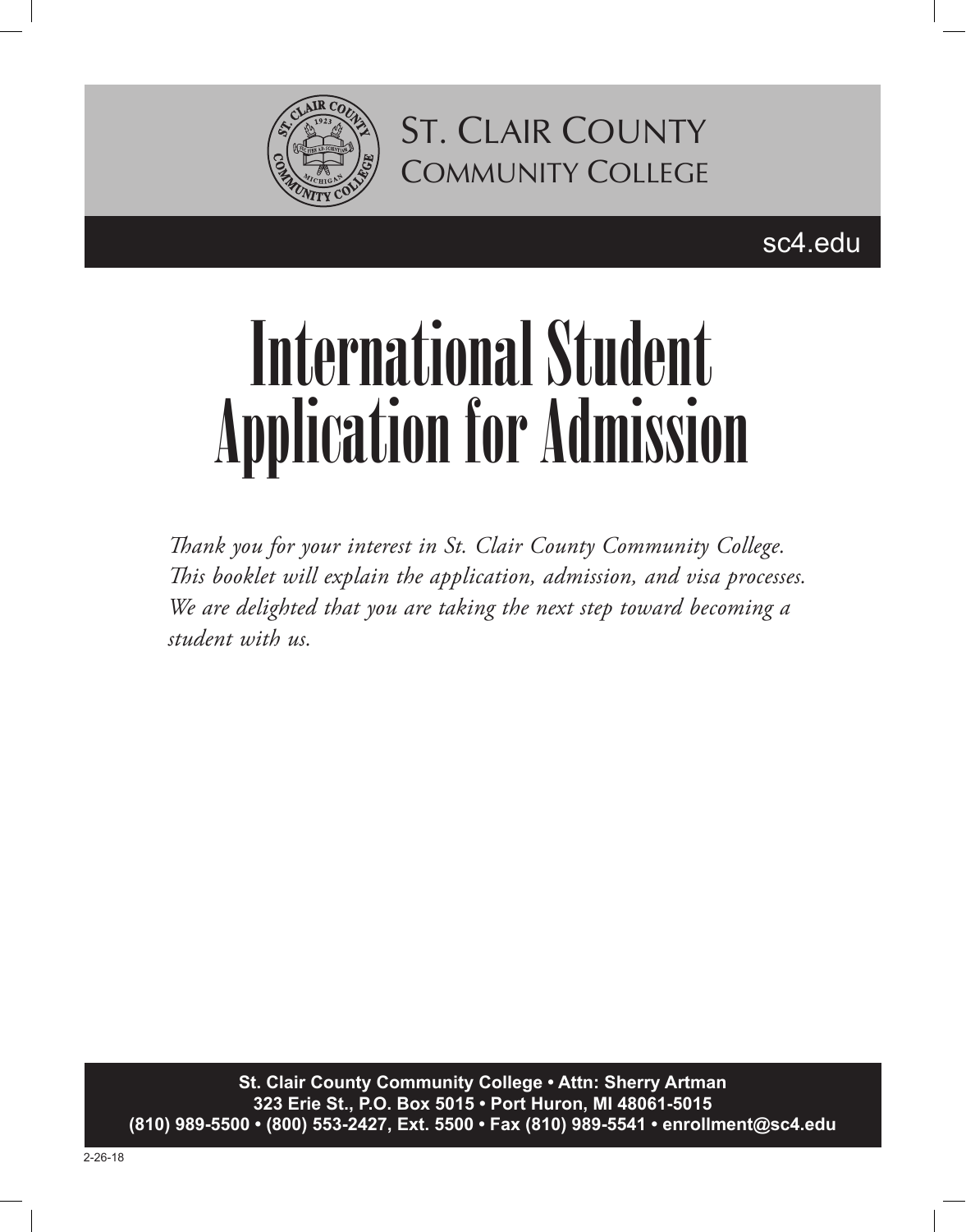St. Clair County Community College

sc4.edu

# International Student Application for Admission

*Thank you for your interest in St. Clair County Community College. This booklet will explain the application, admission, and visa processes. We are delighted that you are taking the next step toward becoming a student with us.*

**St. Clair County Community College • Attn: Sherry Artman**
**323 Erie St., P.O. Box 5015 • Port Huron, MI 48061-5015**
**(810) 989-5500 • (800) 553-2427, Ext. 5500 • Fax (810) 989-5541 • enrollment@sc4.edu**

2-26-18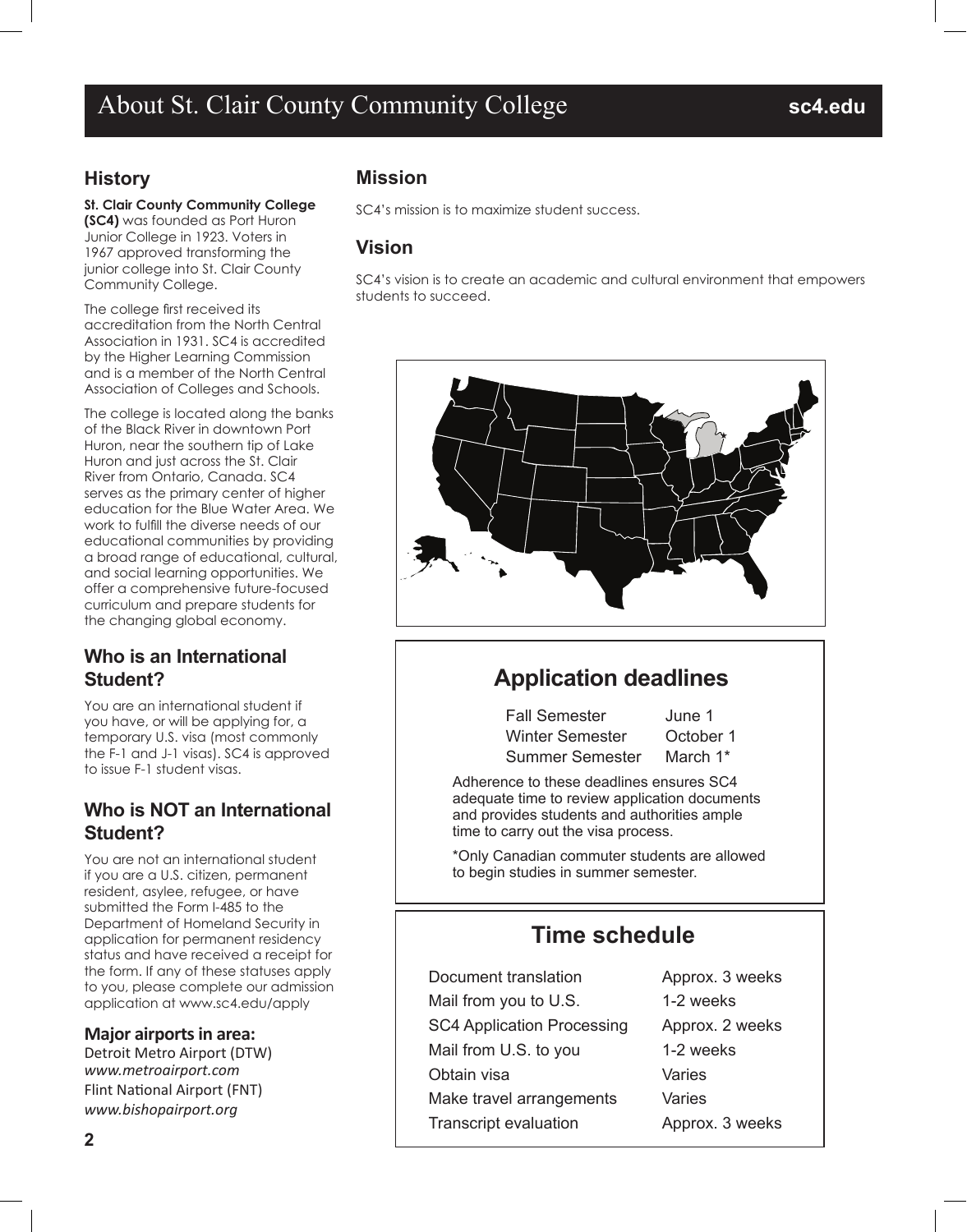# About St. Clair County Community College

sc4.edu

## History

**St. Clair County Community College (SC4)** was founded as Port Huron Junior College in 1923. Voters in 1967 approved transforming the junior college into St. Clair County Community College.

The college first received its accreditation from the North Central Association in 1931. SC4 is accredited by the Higher Learning Commission and is a member of the North Central Association of Colleges and Schools.

The college is located along the banks of the Black River in downtown Port Huron, near the southern tip of Lake Huron and just across the St. Clair River from Ontario, Canada. SC4 serves as the primary center of higher education for the Blue Water Area. We work to fulfill the diverse needs of our educational communities by providing a broad range of educational, cultural, and social learning opportunities. We offer a comprehensive future-focused curriculum and prepare students for the changing global economy.

## Who is an International Student?

You are an international student if you have, or will be applying for, a temporary U.S. visa (most commonly the F-1 and J-1 visas). SC4 is approved to issue F-1 student visas.

## Who is NOT an International Student?

You are not an international student if you are a U.S. citizen, permanent resident, asylee, refugee, or have submitted the Form I-485 to the Department of Homeland Security in application for permanent residency status and have received a receipt for the form. If any of these statuses apply to you, please complete our admission application at www.sc4.edu/apply

### Major airports in area:

Detroit Metro Airport (DTW)
*www.metroairport.com*
Flint National Airport (FNT)
*www.bishopairport.org*

## Mission

SC4's mission is to maximize student success.

## Vision

SC4's vision is to create an academic and cultural environment that empowers students to succeed.

## Application deadlines

| Semester | Deadline |
|---|---|
| Fall Semester | June 1 |
| Winter Semester | October 1 |
| Summer Semester | March 1* |

Adherence to these deadlines ensures SC4 adequate time to review application documents and provides students and authorities ample time to carry out the visa process.

*Only Canadian commuter students are allowed to begin studies in summer semester.

## Time schedule

| Step | Time |
|---|---|
| Document translation | Approx. 3 weeks |
| Mail from you to U.S. | 1-2 weeks |
| SC4 Application Processing | Approx. 2 weeks |
| Mail from U.S. to you | 1-2 weeks |
| Obtain visa | Varies |
| Make travel arrangements | Varies |
| Transcript evaluation | Approx. 3 weeks |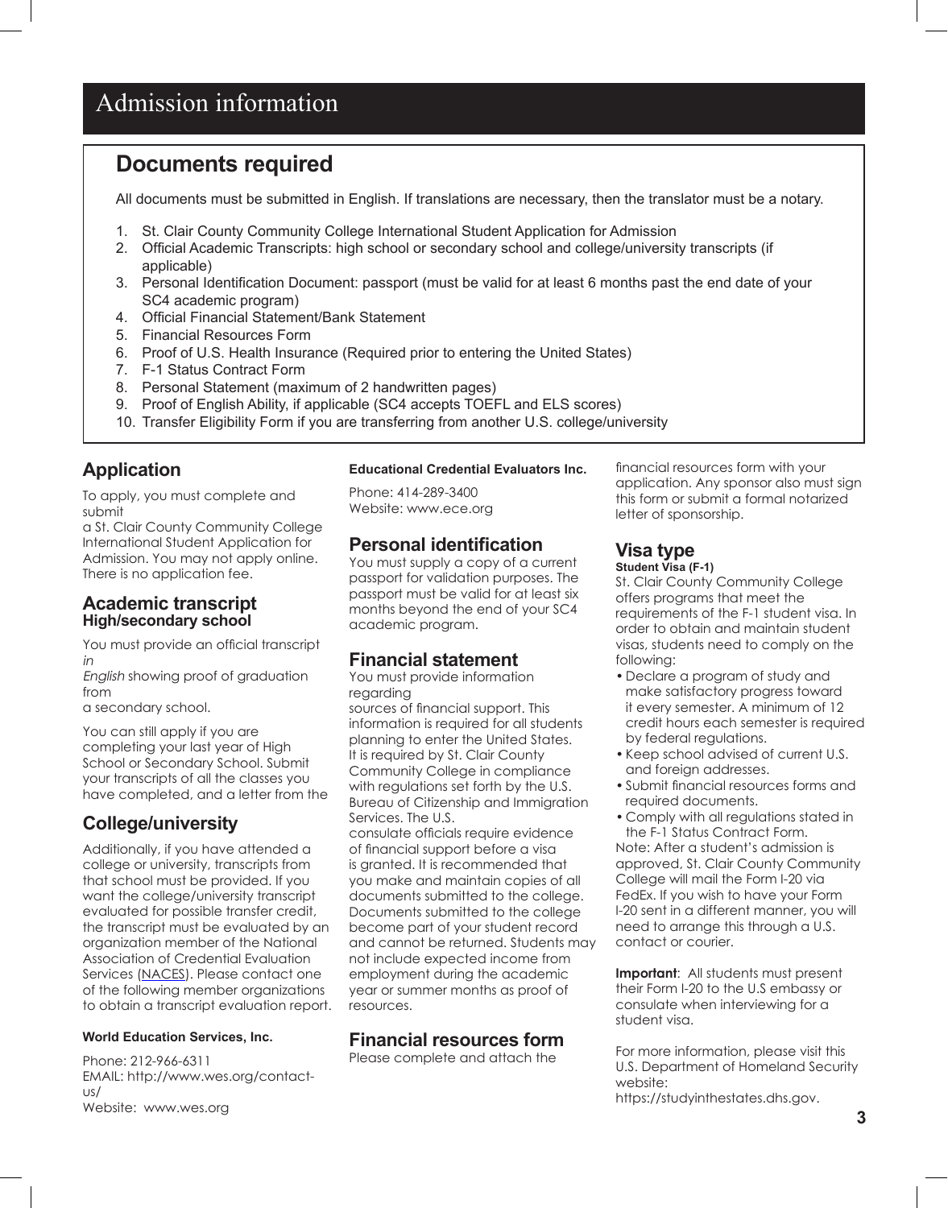# Admission information

## Documents required

All documents must be submitted in English. If translations are necessary, then the translator must be a notary.

1. St. Clair County Community College International Student Application for Admission
2. Official Academic Transcripts: high school or secondary school and college/university transcripts (if applicable)
3. Personal Identification Document: passport (must be valid for at least 6 months past the end date of your SC4 academic program)
4. Official Financial Statement/Bank Statement
5. Financial Resources Form
6. Proof of U.S. Health Insurance (Required prior to entering the United States)
7. F-1 Status Contract Form
8. Personal Statement (maximum of 2 handwritten pages)
9. Proof of English Ability, if applicable (SC4 accepts TOEFL and ELS scores)
10. Transfer Eligibility Form if you are transferring from another U.S. college/university

## Application

To apply, you must complete and submit a St. Clair County Community College International Student Application for Admission. You may not apply online. There is no application fee.

## Academic transcript

### High/secondary school

You must provide an official transcript *in English* showing proof of graduation from a secondary school.

You can still apply if you are completing your last year of High School or Secondary School. Submit your transcripts of all the classes you have completed, and a letter from the

## College/university

Additionally, if you have attended a college or university, transcripts from that school must be provided. If you want the college/university transcript evaluated for possible transfer credit, the transcript must be evaluated by an organization member of the National Association of Credential Evaluation Services (NACES). Please contact one of the following member organizations to obtain a transcript evaluation report.

**World Education Services, Inc.**

Phone: 212-966-6311
EMAIL: http://www.wes.org/contact-us/
Website: www.wes.org

**Educational Credential Evaluators Inc.**

Phone: 414-289-3400
Website: www.ece.org

## Personal identification

You must supply a copy of a current passport for validation purposes. The passport must be valid for at least six months beyond the end of your SC4 academic program.

## Financial statement

You must provide information regarding sources of financial support. This information is required for all students planning to enter the United States. It is required by St. Clair County Community College in compliance with regulations set forth by the U.S. Bureau of Citizenship and Immigration Services. The U.S. consulate officials require evidence of financial support before a visa is granted. It is recommended that you make and maintain copies of all documents submitted to the college. Documents submitted to the college become part of your student record and cannot be returned. Students may not include expected income from employment during the academic year or summer months as proof of resources.

## Financial resources form

Please complete and attach the financial resources form with your application. Any sponsor also must sign this form or submit a formal notarized letter of sponsorship.

## Visa type

**Student Visa (F-1)**

St. Clair County Community College offers programs that meet the requirements of the F-1 student visa. In order to obtain and maintain student visas, students need to comply on the following:

- Declare a program of study and make satisfactory progress toward it every semester. A minimum of 12 credit hours each semester is required by federal regulations.
- Keep school advised of current U.S. and foreign addresses.
- Submit financial resources forms and required documents.
- Comply with all regulations stated in the F-1 Status Contract Form.

Note: After a student's admission is approved, St. Clair County Community College will mail the Form I-20 via FedEx. If you wish to have your Form I-20 sent in a different manner, you will need to arrange this through a U.S. contact or courier.

**Important**: All students must present their Form I-20 to the U.S embassy or consulate when interviewing for a student visa.

For more information, please visit this U.S. Department of Homeland Security website:
https://studyinthestates.dhs.gov.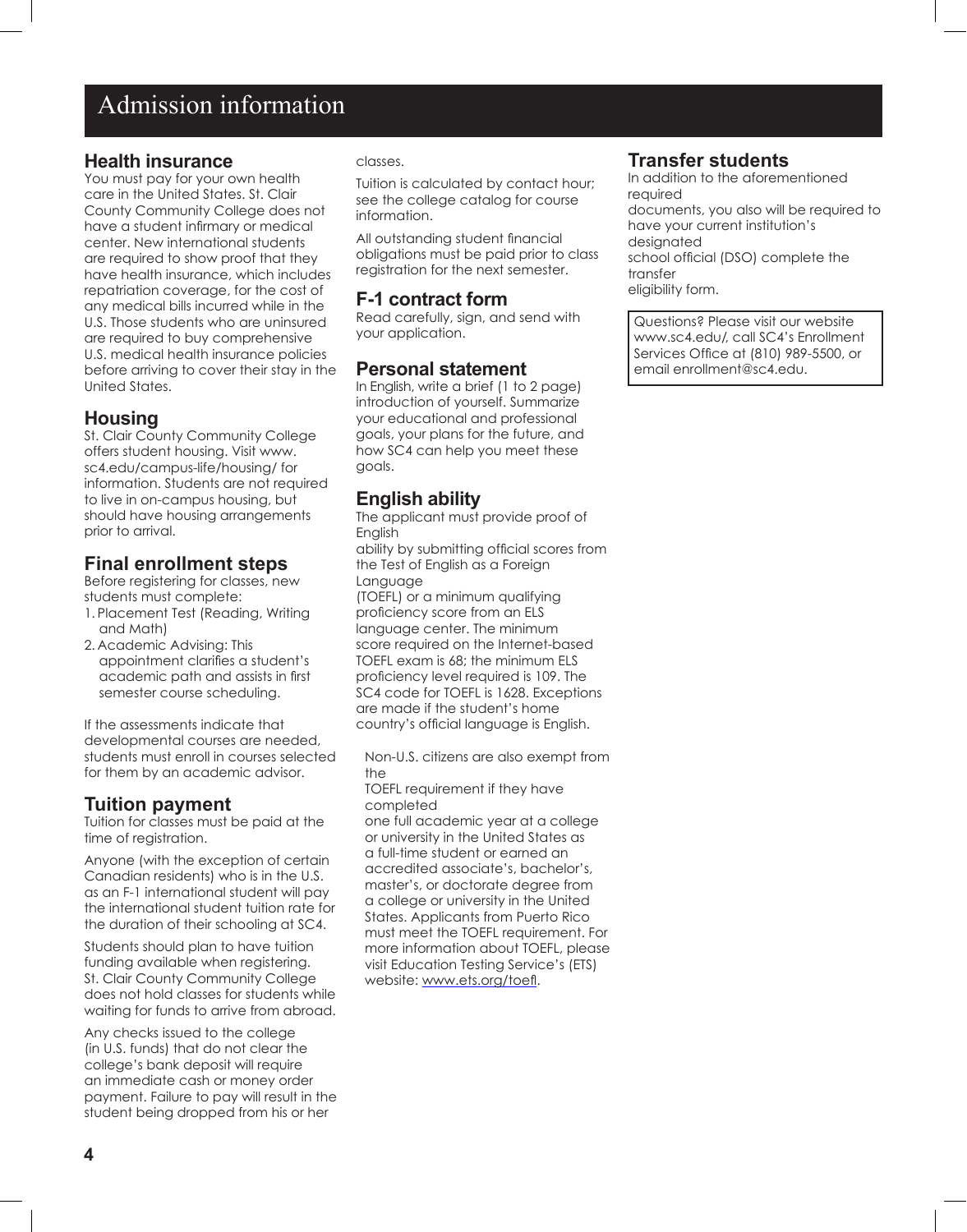# Admission information

## Health insurance

You must pay for your own health care in the United States. St. Clair County Community College does not have a student infirmary or medical center. New international students are required to show proof that they have health insurance, which includes repatriation coverage, for the cost of any medical bills incurred while in the U.S. Those students who are uninsured are required to buy comprehensive U.S. medical health insurance policies before arriving to cover their stay in the United States.

## Housing

St. Clair County Community College offers student housing. Visit www.sc4.edu/campus-life/housing/ for information. Students are not required to live in on-campus housing, but should have housing arrangements prior to arrival.

## Final enrollment steps

Before registering for classes, new students must complete:

1. Placement Test (Reading, Writing and Math)
2. Academic Advising: This appointment clarifies a student's academic path and assists in first semester course scheduling.

If the assessments indicate that developmental courses are needed, students must enroll in courses selected for them by an academic advisor.

## Tuition payment

Tuition for classes must be paid at the time of registration.

Anyone (with the exception of certain Canadian residents) who is in the U.S. as an F-1 international student will pay the international student tuition rate for the duration of their schooling at SC4.

Students should plan to have tuition funding available when registering. St. Clair County Community College does not hold classes for students while waiting for funds to arrive from abroad.

Any checks issued to the college (in U.S. funds) that do not clear the college's bank deposit will require an immediate cash or money order payment. Failure to pay will result in the student being dropped from his or her classes.

Tuition is calculated by contact hour; see the college catalog for course information.

All outstanding student financial obligations must be paid prior to class registration for the next semester.

## F-1 contract form

Read carefully, sign, and send with your application.

## Personal statement

In English, write a brief (1 to 2 page) introduction of yourself. Summarize your educational and professional goals, your plans for the future, and how SC4 can help you meet these goals.

## English ability

The applicant must provide proof of English ability by submitting official scores from the Test of English as a Foreign Language (TOEFL) or a minimum qualifying proficiency score from an ELS language center. The minimum score required on the Internet-based TOEFL exam is 68; the minimum ELS proficiency level required is 109. The SC4 code for TOEFL is 1628. Exceptions are made if the student's home country's official language is English.

Non-U.S. citizens are also exempt from the TOEFL requirement if they have completed one full academic year at a college or university in the United States as a full-time student or earned an accredited associate's, bachelor's, master's, or doctorate degree from a college or university in the United States. Applicants from Puerto Rico must meet the TOEFL requirement. For more information about TOEFL, please visit Education Testing Service's (ETS) website: www.ets.org/toefl.

## Transfer students

In addition to the aforementioned required documents, you also will be required to have your current institution's designated school official (DSO) complete the transfer eligibility form.

Questions? Please visit our website www.sc4.edu/, call SC4's Enrollment Services Office at (810) 989-5500, or email enrollment@sc4.edu.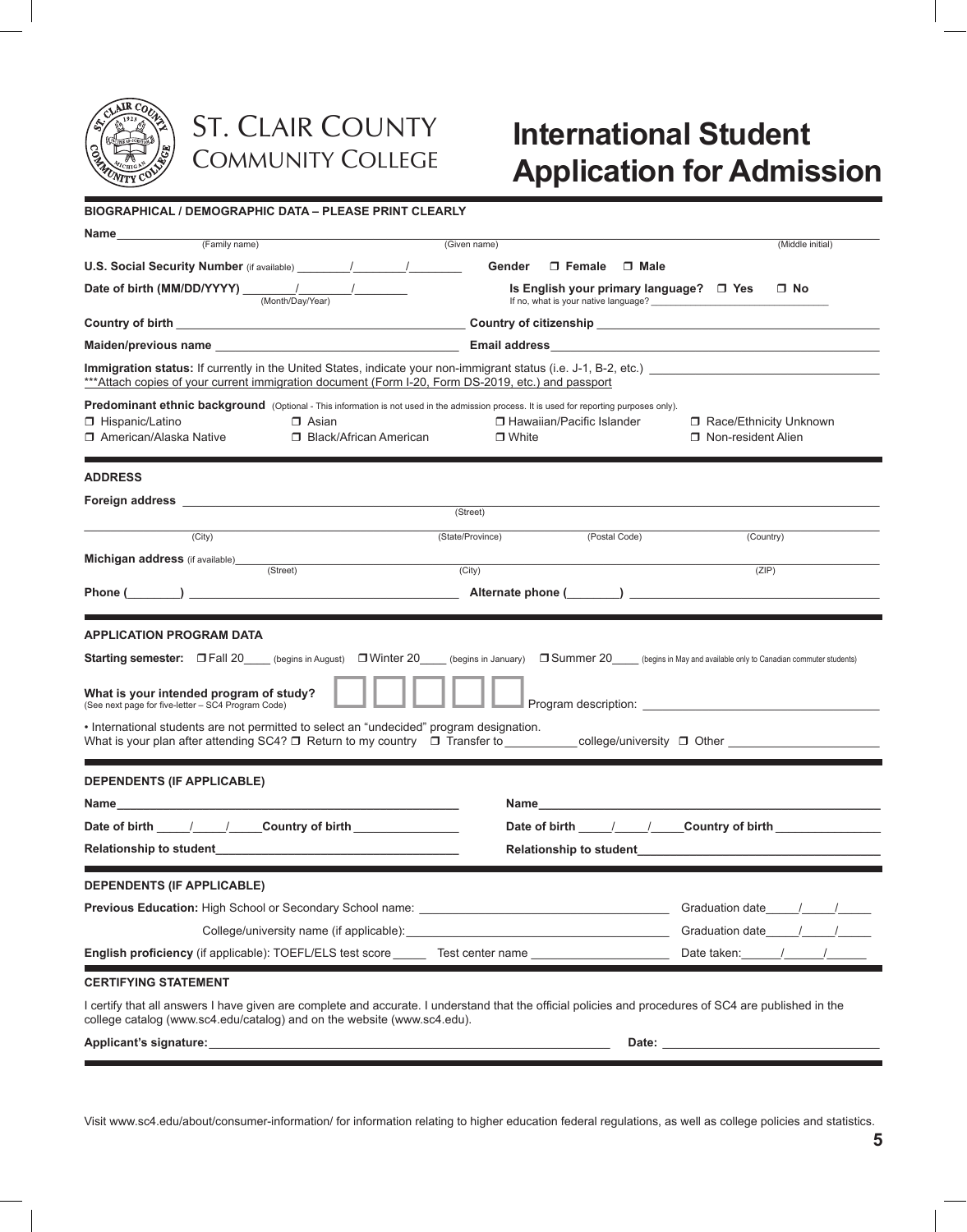# St. Clair County Community College

# International Student Application for Admission

## BIOGRAPHICAL / DEMOGRAPHIC DATA – PLEASE PRINT CLEARLY

**Name** ______________________ (Family name) ______________________ (Given name) ______________________ (Middle initial)

**U.S. Social Security Number** (if available) ________/________/________ **Gender** ☐ **Female** ☐ **Male**

**Date of birth (MM/DD/YYYY)** ________/________/________ (Month/Day/Year) **Is English your primary language?** ☐ **Yes** ☐ **No**
If no, what is your native language? ______________________

**Country of birth** ______________________ **Country of citizenship** ______________________

**Maiden/previous name** ______________________ **Email address** ______________________

**Immigration status:** If currently in the United States, indicate your non-immigrant status (i.e. J-1, B-2, etc.) ______________________
***Attach copies of your current immigration document (Form I-20, Form DS-2019, etc.) and passport

**Predominant ethnic background** (Optional - This information is not used in the admission process. It is used for reporting purposes only).

- ☐ Hispanic/Latino
- ☐ Asian
- ☐ Hawaiian/Pacific Islander
- ☐ Race/Ethnicity Unknown
- ☐ American/Alaska Native
- ☐ Black/African American
- ☐ White
- ☐ Non-resident Alien

## ADDRESS

**Foreign address** ______________________ (Street)

______________________ (City) ______________________ (State/Province) ______________________ (Postal Code) ______________________ (Country)

**Michigan address** (if available) ______________________ (Street) ______________________ (City) ______________________ (ZIP)

**Phone (________)** ______________________ **Alternate phone (________)** ______________________

## APPLICATION PROGRAM DATA

**Starting semester:** ☐ Fall 20____ (begins in August) ☐ Winter 20____ (begins in January) ☐ Summer 20____ (begins in May and available only to Canadian commuter students)

**What is your intended program of study?**
(See next page for five-letter – SC4 Program Code) ☐☐☐☐☐ Program description: ______________________

- International students are not permitted to select an "undecided" program designation.

What is your plan after attending SC4? ☐ Return to my country ☐ Transfer to ___________ college/university ☐ Other ______________________

## DEPENDENTS (IF APPLICABLE)

**Name** ______________________ **Name** ______________________

**Date of birth** _____/_____/_____ **Country of birth** ________________ **Date of birth** _____/_____/_____ **Country of birth** ________________

**Relationship to student** ______________________ **Relationship to student** ______________________

## DEPENDENTS (IF APPLICABLE)

**Previous Education:** High School or Secondary School name: ______________________ Graduation date_____/_____/_____

College/university name (if applicable): ______________________ Graduation date_____/_____/_____

**English proficiency** (if applicable): TOEFL/ELS test score _____ Test center name ____________________ Date taken:______/______/______

## CERTIFYING STATEMENT

I certify that all answers I have given are complete and accurate. I understand that the official policies and procedures of SC4 are published in the college catalog (www.sc4.edu/catalog) and on the website (www.sc4.edu).

**Applicant's signature:** ______________________ **Date:** ______________________

Visit www.sc4.edu/about/consumer-information/ for information relating to higher education federal regulations, as well as college policies and statistics.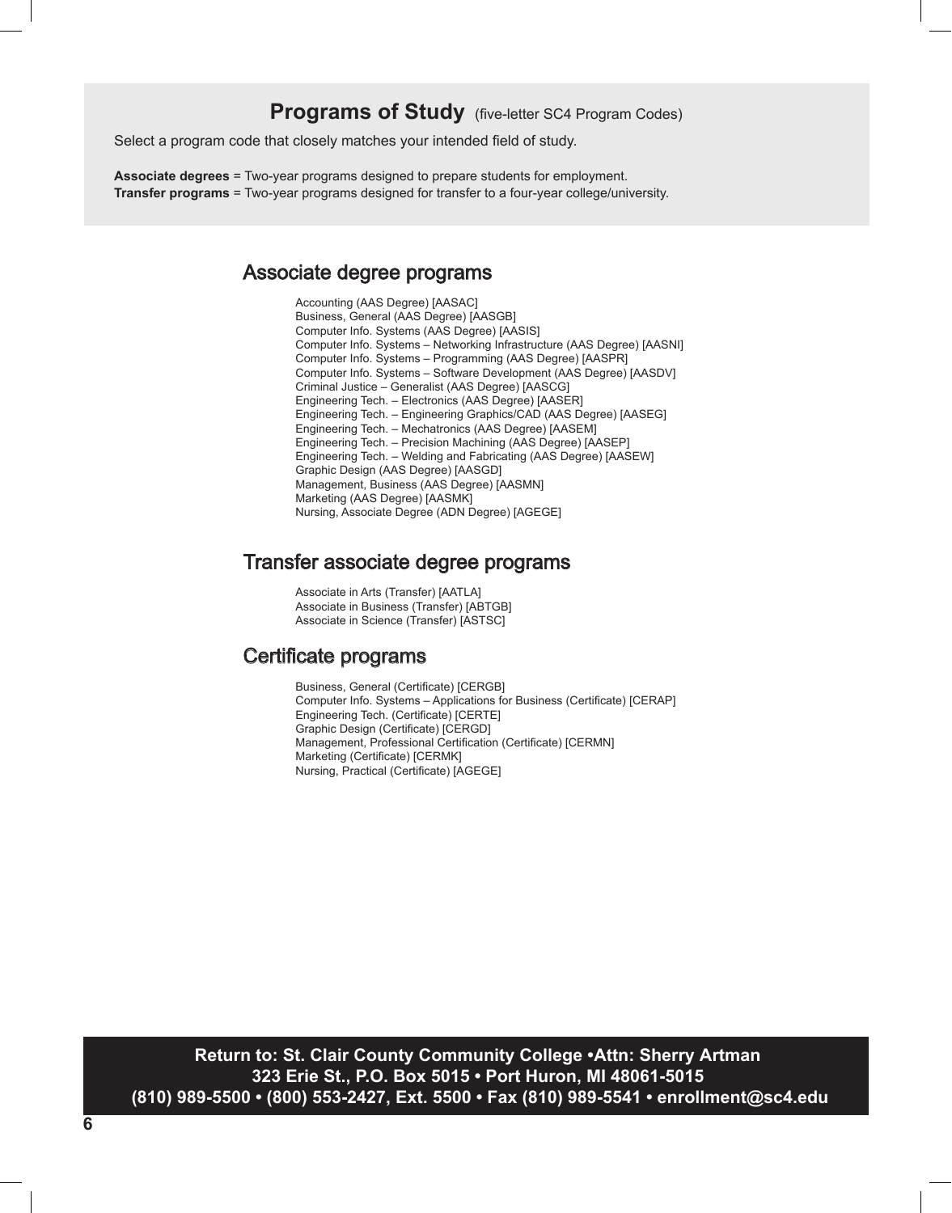# Programs of Study (five-letter SC4 Program Codes)

Select a program code that closely matches your intended field of study.

**Associate degrees** = Two-year programs designed to prepare students for employment.
**Transfer programs** = Two-year programs designed for transfer to a four-year college/university.

## Associate degree programs

Accounting (AAS Degree) [AASAC]
Business, General (AAS Degree) [AASGB]
Computer Info. Systems (AAS Degree) [AASIS]
Computer Info. Systems – Networking Infrastructure (AAS Degree) [AASNI]
Computer Info. Systems – Programming (AAS Degree) [AASPR]
Computer Info. Systems – Software Development (AAS Degree) [AASDV]
Criminal Justice – Generalist (AAS Degree) [AASCG]
Engineering Tech. – Electronics (AAS Degree) [AASER]
Engineering Tech. – Engineering Graphics/CAD (AAS Degree) [AASEG]
Engineering Tech. – Mechatronics (AAS Degree) [AASEM]
Engineering Tech. – Precision Machining (AAS Degree) [AASEP]
Engineering Tech. – Welding and Fabricating (AAS Degree) [AASEW]
Graphic Design (AAS Degree) [AASGD]
Management, Business (AAS Degree) [AASMN]
Marketing (AAS Degree) [AASMK]
Nursing, Associate Degree (ADN Degree) [AGEGE]

## Transfer associate degree programs

Associate in Arts (Transfer) [AATLA]
Associate in Business (Transfer) [ABTGB]
Associate in Science (Transfer) [ASTSC]

## Certificate programs

Business, General (Certificate) [CERGB]
Computer Info. Systems – Applications for Business (Certificate) [CERAP]
Engineering Tech. (Certificate) [CERTE]
Graphic Design (Certificate) [CERGD]
Management, Professional Certification (Certificate) [CERMN]
Marketing (Certificate) [CERMK]
Nursing, Practical (Certificate) [AGEGE]

**Return to: St. Clair County Community College •Attn: Sherry Artman**
**323 Erie St., P.O. Box 5015 • Port Huron, MI 48061-5015**
**(810) 989-5500 • (800) 553-2427, Ext. 5500 • Fax (810) 989-5541 • enrollment@sc4.edu**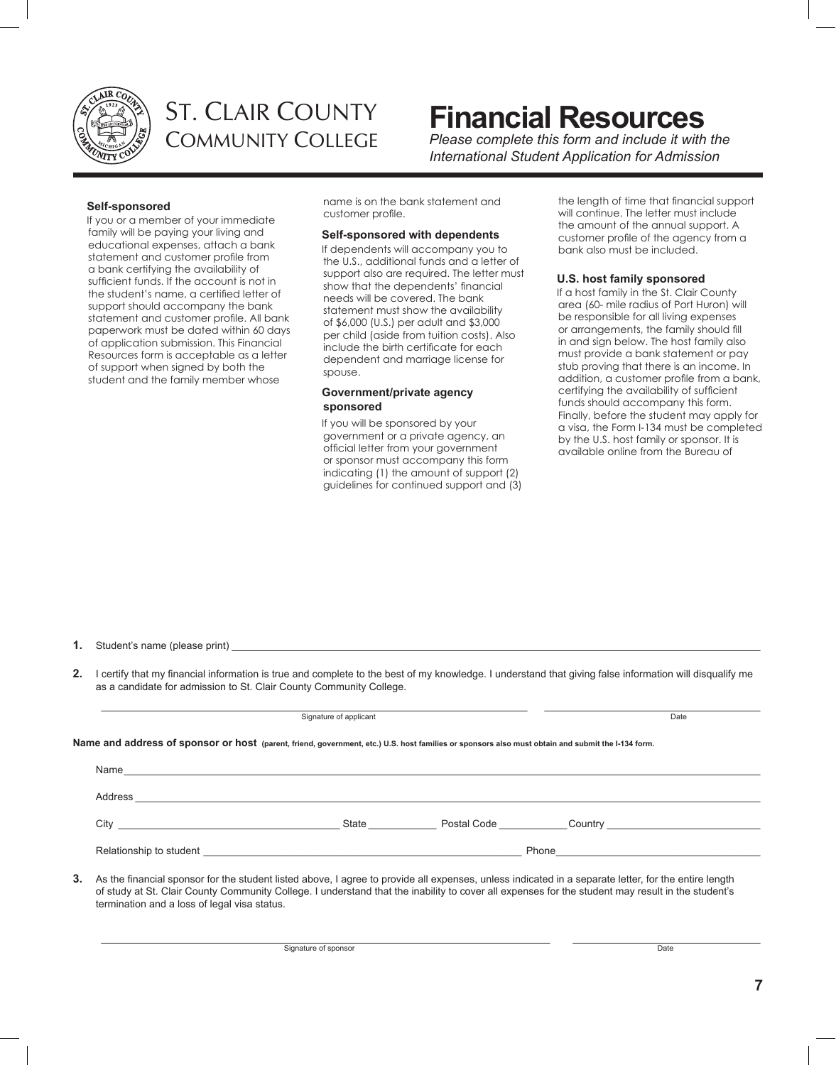St. Clair County Community College

# Financial Resources

*Please complete this form and include it with the International Student Application for Admission*

**Self-sponsored**

If you or a member of your immediate family will be paying your living and educational expenses, attach a bank statement and customer profile from a bank certifying the availability of sufficient funds. If the account is not in the student's name, a certified letter of support should accompany the bank statement and customer profile. All bank paperwork must be dated within 60 days of application submission. This Financial Resources form is acceptable as a letter of support when signed by both the student and the family member whose name is on the bank statement and customer profile.

**Self-sponsored with dependents**

If dependents will accompany you to the U.S., additional funds and a letter of support also are required. The letter must show that the dependents' financial needs will be covered. The bank statement must show the availability of $6,000 (U.S.) per adult and $3,000 per child (aside from tuition costs). Also include the birth certificate for each dependent and marriage license for spouse.

**Government/private agency sponsored**

If you will be sponsored by your government or a private agency, an official letter from your government or sponsor must accompany this form indicating (1) the amount of support (2) guidelines for continued support and (3) the length of time that financial support will continue. The letter must include the amount of the annual support. A customer profile of the agency from a bank also must be included.

**U.S. host family sponsored**

If a host family in the St. Clair County area (60- mile radius of Port Huron) will be responsible for all living expenses or arrangements, the family should fill in and sign below. The host family also must provide a bank statement or pay stub proving that there is an income. In addition, a customer profile from a bank, certifying the availability of sufficient funds should accompany this form. Finally, before the student may apply for a visa, the Form I-134 must be completed by the U.S. host family or sponsor. It is available online from the Bureau of

**1.** Student's name (please print) ______________________________

**2.** I certify that my financial information is true and complete to the best of my knowledge. I understand that giving false information will disqualify me as a candidate for admission to St. Clair County Community College.

______________________________ Signature of applicant ______________ Date

**Name and address of sponsor or host** **(parent, friend, government, etc.) U.S. host families or sponsors also must obtain and submit the I-134 form.**

Name ______________________________

Address ______________________________

City ______________ State ________ Postal Code ________ Country ______________

Relationship to student ______________________________ Phone ______________

**3.** As the financial sponsor for the student listed above, I agree to provide all expenses, unless indicated in a separate letter, for the entire length of study at St. Clair County Community College. I understand that the inability to cover all expenses for the student may result in the student's termination and a loss of legal visa status.

______________________________ Signature of sponsor ______________ Date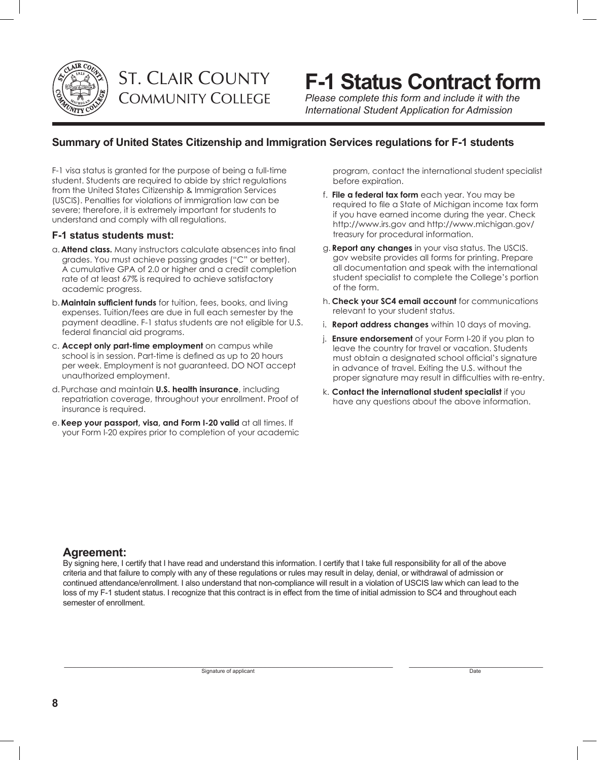# St. Clair County Community College

# F-1 Status Contract form

*Please complete this form and include it with the International Student Application for Admission*

## Summary of United States Citizenship and Immigration Services regulations for F-1 students

F-1 visa status is granted for the purpose of being a full-time student. Students are required to abide by strict regulations from the United States Citizenship & Immigration Services (USCIS). Penalties for violations of immigration law can be severe; therefore, it is extremely important for students to understand and comply with all regulations.

### F-1 status students must:

a. **Attend class.** Many instructors calculate absences into final grades. You must achieve passing grades ("C" or better). A cumulative GPA of 2.0 or higher and a credit completion rate of at least 67% is required to achieve satisfactory academic progress.

b. **Maintain sufficient funds** for tuition, fees, books, and living expenses. Tuition/fees are due in full each semester by the payment deadline. F-1 status students are not eligible for U.S. federal financial aid programs.

c. **Accept only part-time employment** on campus while school is in session. Part-time is defined as up to 20 hours per week. Employment is not guaranteed. DO NOT accept unauthorized employment.

d. Purchase and maintain **U.S. health insurance**, including repatriation coverage, throughout your enrollment. Proof of insurance is required.

e. **Keep your passport, visa, and Form I-20 valid** at all times. If your Form I-20 expires prior to completion of your academic program, contact the international student specialist before expiration.

f. **File a federal tax form** each year. You may be required to file a State of Michigan income tax form if you have earned income during the year. Check http://www.irs.gov and http://www.michigan.gov/treasury for procedural information.

g. **Report any changes** in your visa status. The USCIS.gov website provides all forms for printing. Prepare all documentation and speak with the international student specialist to complete the College's portion of the form.

h. **Check your SC4 email account** for communications relevant to your student status.

i. **Report address changes** within 10 days of moving.

j. **Ensure endorsement** of your Form I-20 if you plan to leave the country for travel or vacation. Students must obtain a designated school official's signature in advance of travel. Exiting the U.S. without the proper signature may result in difficulties with re-entry.

k. **Contact the international student specialist** if you have any questions about the above information.

## Agreement:

By signing here, I certify that I have read and understand this information. I certify that I take full responsibility for all of the above criteria and that failure to comply with any of these regulations or rules may result in delay, denial, or withdrawal of admission or continued attendance/enrollment. I also understand that non-compliance will result in a violation of USCIS law which can lead to the loss of my F-1 student status. I recognize that this contract is in effect from the time of initial admission to SC4 and throughout each semester of enrollment.

______________________________ Signature of applicant

______________________________ Date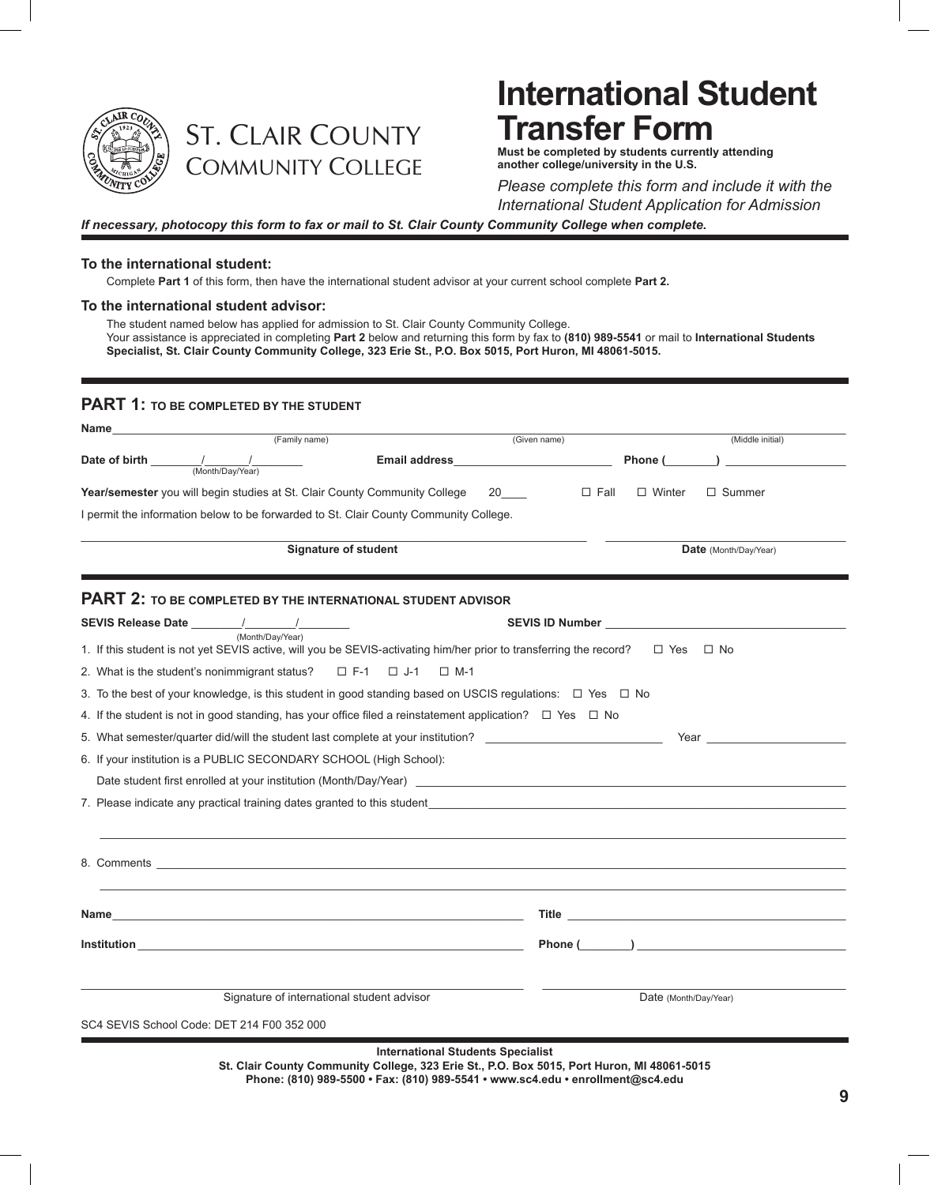St. Clair County Community College

# International Student Transfer Form

**Must be completed by students currently attending another college/university in the U.S.**

*Please complete this form and include it with the International Student Application for Admission*

***If necessary, photocopy this form to fax or mail to St. Clair County Community College when complete.***

**To the international student:**

Complete **Part 1** of this form, then have the international student advisor at your current school complete **Part 2.**

**To the international student advisor:**

The student named below has applied for admission to St. Clair County Community College.
Your assistance is appreciated in completing **Part 2** below and returning this form by fax to **(810) 989-5541** or mail to **International Students Specialist, St. Clair County Community College, 323 Erie St., P.O. Box 5015, Port Huron, MI 48061-5015.**

## PART 1: TO BE COMPLETED BY THE STUDENT

**Name** \_\_\_\_\_\_\_\_\_\_\_\_\_\_\_\_\_\_\_\_ (Family name) \_\_\_\_\_\_\_\_\_\_\_\_\_\_\_\_\_\_\_\_ (Given name) \_\_\_\_\_\_\_\_\_\_ (Middle initial)

**Date of birth** \_\_\_\_/\_\_\_\_/\_\_\_\_ (Month/Day/Year) **Email address** \_\_\_\_\_\_\_\_\_\_\_\_\_\_\_\_\_\_\_\_ **Phone (**\_\_\_\_**)** \_\_\_\_\_\_\_\_\_\_\_\_\_\_\_\_

**Year/semester** you will begin studies at St. Clair County Community College 20\_\_\_\_ ☐ Fall ☐ Winter ☐ Summer

I permit the information below to be forwarded to St. Clair County Community College.

\_\_\_\_\_\_\_\_\_\_\_\_\_\_\_\_\_\_\_\_\_\_\_\_\_\_\_\_\_\_\_\_\_\_\_\_\_\_\_\_ **Signature of student** \_\_\_\_\_\_\_\_\_\_\_\_\_\_\_\_\_\_\_\_ **Date** (Month/Day/Year)

## PART 2: TO BE COMPLETED BY THE INTERNATIONAL STUDENT ADVISOR

**SEVIS Release Date** \_\_\_\_/\_\_\_\_/\_\_\_\_ (Month/Day/Year) **SEVIS ID Number** \_\_\_\_\_\_\_\_\_\_\_\_\_\_\_\_\_\_\_\_

1. If this student is not yet SEVIS active, will you be SEVIS-activating him/her prior to transferring the record? ☐ Yes ☐ No
2. What is the student's nonimmigrant status? ☐ F-1 ☐ J-1 ☐ M-1
3. To the best of your knowledge, is this student in good standing based on USCIS regulations: ☐ Yes ☐ No
4. If the student is not in good standing, has your office filed a reinstatement application? ☐ Yes ☐ No
5. What semester/quarter did/will the student last complete at your institution? \_\_\_\_\_\_\_\_\_\_\_\_\_\_\_\_\_\_\_\_ Year \_\_\_\_\_\_\_\_\_\_\_\_\_\_\_\_
6. If your institution is a PUBLIC SECONDARY SCHOOL (High School):
   Date student first enrolled at your institution (Month/Day/Year) \_\_\_\_\_\_\_\_\_\_\_\_\_\_\_\_\_\_\_\_
7. Please indicate any practical training dates granted to this student \_\_\_\_\_\_\_\_\_\_\_\_\_\_\_\_\_\_\_\_
8. Comments \_\_\_\_\_\_\_\_\_\_\_\_\_\_\_\_\_\_\_\_

**Name** \_\_\_\_\_\_\_\_\_\_\_\_\_\_\_\_\_\_\_\_ **Title** \_\_\_\_\_\_\_\_\_\_\_\_\_\_\_\_\_\_\_\_

**Institution** \_\_\_\_\_\_\_\_\_\_\_\_\_\_\_\_\_\_\_\_ **Phone (**\_\_\_\_**)** \_\_\_\_\_\_\_\_\_\_\_\_\_\_\_\_

\_\_\_\_\_\_\_\_\_\_\_\_\_\_\_\_\_\_\_\_\_\_\_\_\_\_\_\_\_\_\_\_\_\_\_\_\_\_\_\_ Signature of international student advisor \_\_\_\_\_\_\_\_\_\_\_\_\_\_\_\_\_\_\_\_ Date (Month/Day/Year)

SC4 SEVIS School Code: DET 214 F00 352 000

**International Students Specialist**
**St. Clair County Community College, 323 Erie St., P.O. Box 5015, Port Huron, MI 48061-5015**
**Phone: (810) 989-5500 • Fax: (810) 989-5541 • www.sc4.edu • enrollment@sc4.edu**